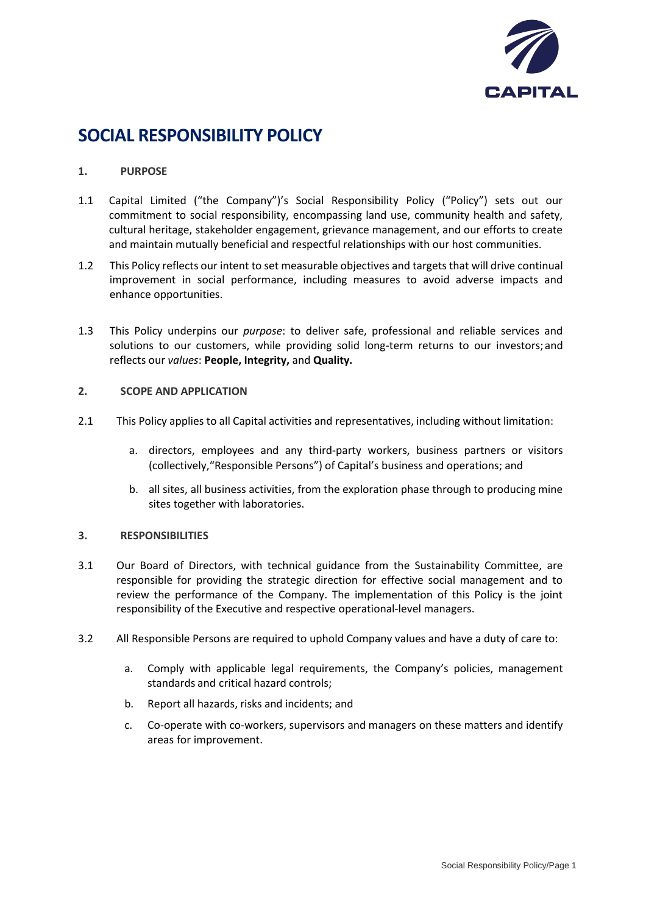# SOCIAL RESPONSIBILITY POLICY

## 1. PURPOSE

1.1 Capital Limited ("the Company")'s Social Responsibility Policy ("Policy") sets out our commitment to social responsibility, encompassing land use, community health and safety, cultural heritage, stakeholder engagement, grievance management, and our efforts to create and maintain mutually beneficial and respectful relationships with our host communities.

1.2 This Policy reflects our intent to set measurable objectives and targets that will drive continual improvement in social performance, including measures to avoid adverse impacts and enhance opportunities.

1.3 This Policy underpins our *purpose*: to deliver safe, professional and reliable services and solutions to our customers, while providing solid long-term returns to our investors; and reflects our *values*: **People, Integrity,** and **Quality.**

## 2. SCOPE AND APPLICATION

2.1 This Policy applies to all Capital activities and representatives, including without limitation:

a. directors, employees and any third-party workers, business partners or visitors (collectively, "Responsible Persons") of Capital's business and operations; and

b. all sites, all business activities, from the exploration phase through to producing mine sites together with laboratories.

## 3. RESPONSIBILITIES

3.1 Our Board of Directors, with technical guidance from the Sustainability Committee, are responsible for providing the strategic direction for effective social management and to review the performance of the Company. The implementation of this Policy is the joint responsibility of the Executive and respective operational-level managers.

3.2 All Responsible Persons are required to uphold Company values and have a duty of care to:

a. Comply with applicable legal requirements, the Company's policies, management standards and critical hazard controls;

b. Report all hazards, risks and incidents; and

c. Co-operate with co-workers, supervisors and managers on these matters and identify areas for improvement.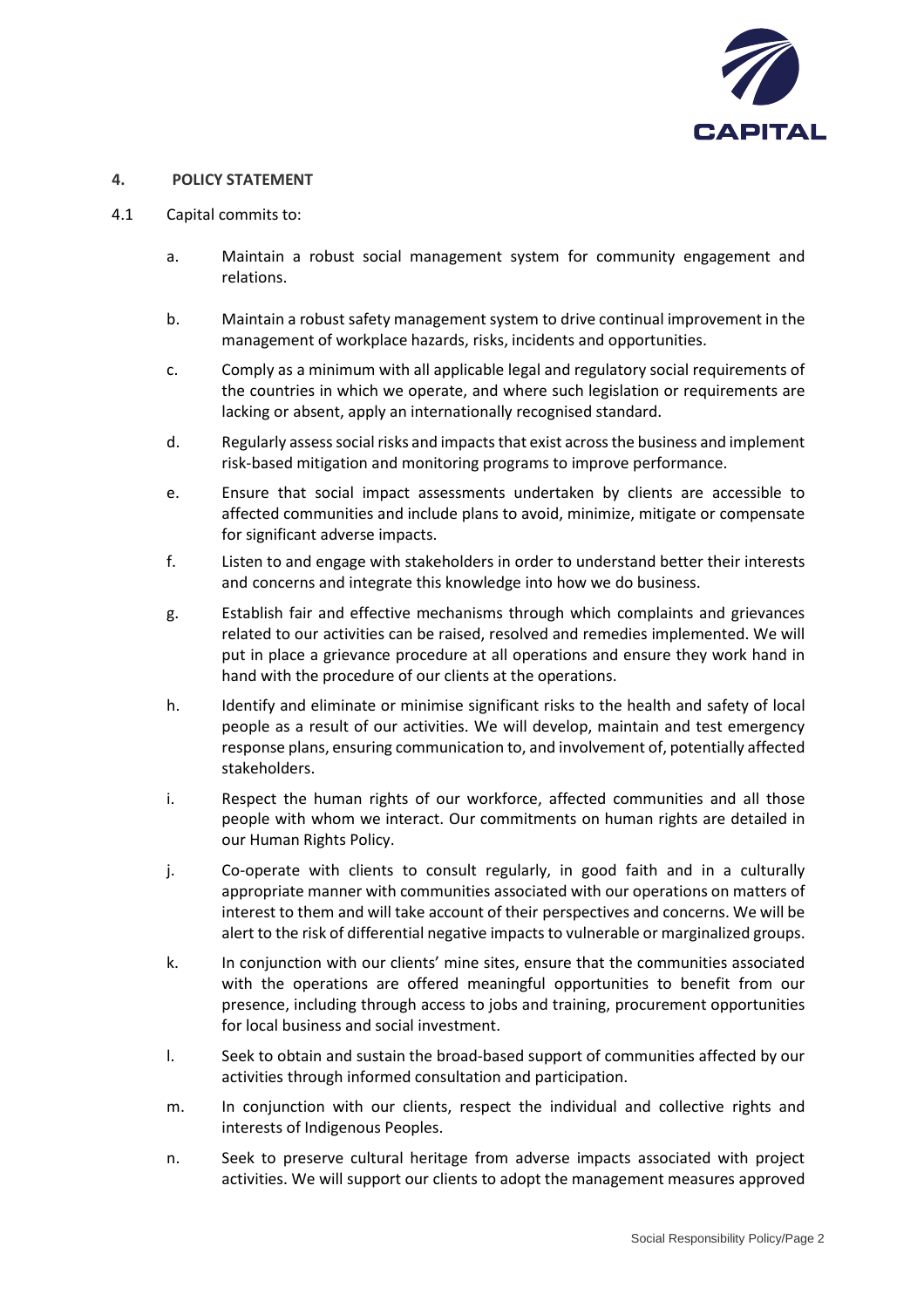## 4. POLICY STATEMENT

4.1 Capital commits to:

a. Maintain a robust social management system for community engagement and relations.

b. Maintain a robust safety management system to drive continual improvement in the management of workplace hazards, risks, incidents and opportunities.

c. Comply as a minimum with all applicable legal and regulatory social requirements of the countries in which we operate, and where such legislation or requirements are lacking or absent, apply an internationally recognised standard.

d. Regularly assess social risks and impacts that exist across the business and implement risk-based mitigation and monitoring programs to improve performance.

e. Ensure that social impact assessments undertaken by clients are accessible to affected communities and include plans to avoid, minimize, mitigate or compensate for significant adverse impacts.

f. Listen to and engage with stakeholders in order to understand better their interests and concerns and integrate this knowledge into how we do business.

g. Establish fair and effective mechanisms through which complaints and grievances related to our activities can be raised, resolved and remedies implemented. We will put in place a grievance procedure at all operations and ensure they work hand in hand with the procedure of our clients at the operations.

h. Identify and eliminate or minimise significant risks to the health and safety of local people as a result of our activities. We will develop, maintain and test emergency response plans, ensuring communication to, and involvement of, potentially affected stakeholders.

i. Respect the human rights of our workforce, affected communities and all those people with whom we interact. Our commitments on human rights are detailed in our Human Rights Policy.

j. Co-operate with clients to consult regularly, in good faith and in a culturally appropriate manner with communities associated with our operations on matters of interest to them and will take account of their perspectives and concerns. We will be alert to the risk of differential negative impacts to vulnerable or marginalized groups.

k. In conjunction with our clients' mine sites, ensure that the communities associated with the operations are offered meaningful opportunities to benefit from our presence, including through access to jobs and training, procurement opportunities for local business and social investment.

l. Seek to obtain and sustain the broad-based support of communities affected by our activities through informed consultation and participation.

m. In conjunction with our clients, respect the individual and collective rights and interests of Indigenous Peoples.

n. Seek to preserve cultural heritage from adverse impacts associated with project activities. We will support our clients to adopt the management measures approved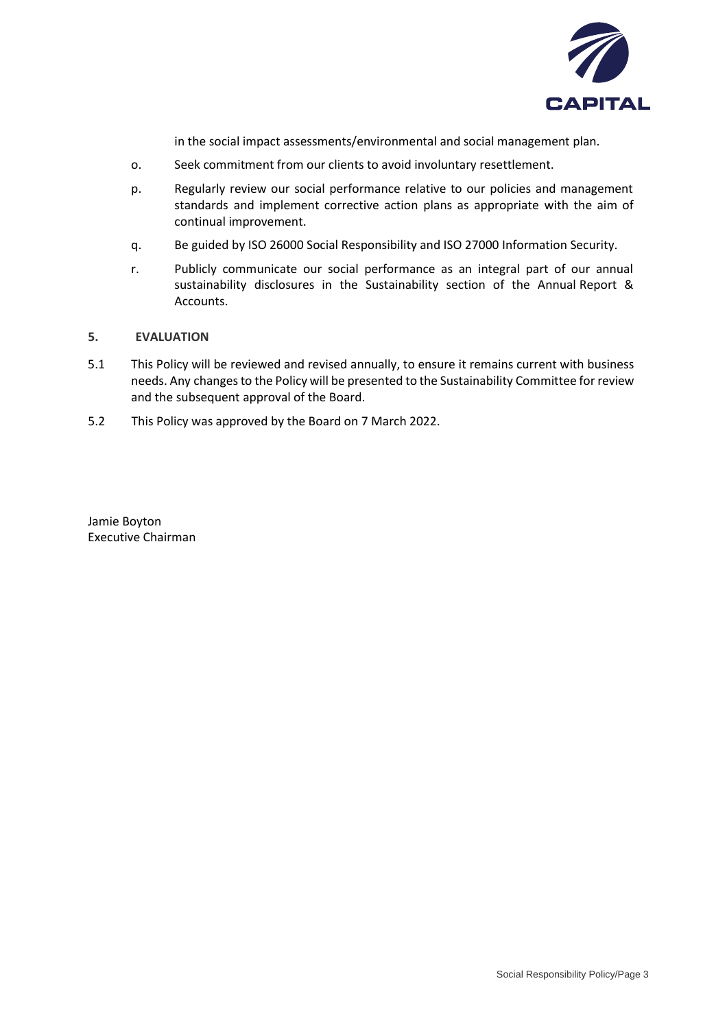in the social impact assessments/environmental and social management plan.

o. Seek commitment from our clients to avoid involuntary resettlement.

p. Regularly review our social performance relative to our policies and management standards and implement corrective action plans as appropriate with the aim of continual improvement.

q. Be guided by ISO 26000 Social Responsibility and ISO 27000 Information Security.

r. Publicly communicate our social performance as an integral part of our annual sustainability disclosures in the Sustainability section of the Annual Report & Accounts.

## 5. EVALUATION

5.1 This Policy will be reviewed and revised annually, to ensure it remains current with business needs. Any changes to the Policy will be presented to the Sustainability Committee for review and the subsequent approval of the Board.

5.2 This Policy was approved by the Board on 7 March 2022.

Jamie Boyton
Executive Chairman